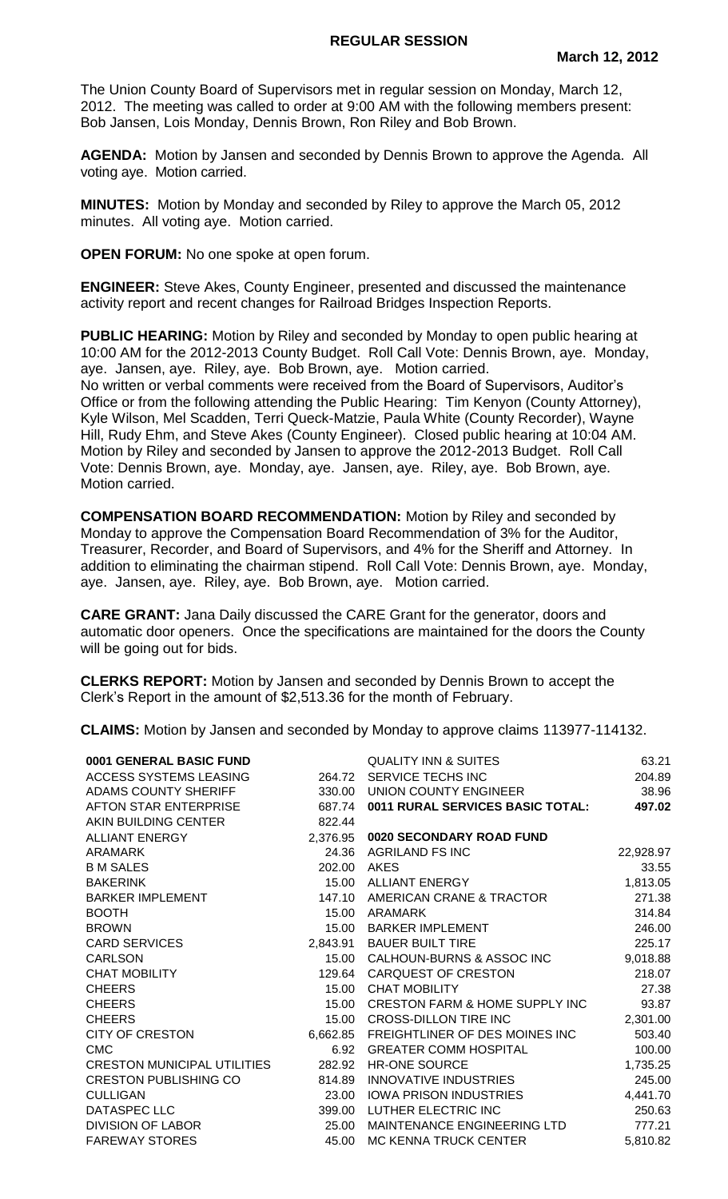# REGULAR SESSION

**March 12, 2012**

The Union County Board of Supervisors met in regular session on Monday, March 12, 2012. The meeting was called to order at 9:00 AM with the following members present: Bob Jansen, Lois Monday, Dennis Brown, Ron Riley and Bob Brown.

**AGENDA:** Motion by Jansen and seconded by Dennis Brown to approve the Agenda. All voting aye. Motion carried.

**MINUTES:** Motion by Monday and seconded by Riley to approve the March 05, 2012 minutes. All voting aye. Motion carried.

**OPEN FORUM:** No one spoke at open forum.

**ENGINEER:** Steve Akes, County Engineer, presented and discussed the maintenance activity report and recent changes for Railroad Bridges Inspection Reports.

**PUBLIC HEARING:** Motion by Riley and seconded by Monday to open public hearing at 10:00 AM for the 2012-2013 County Budget. Roll Call Vote: Dennis Brown, aye. Monday, aye. Jansen, aye. Riley, aye. Bob Brown, aye. Motion carried.
No written or verbal comments were received from the Board of Supervisors, Auditor's Office or from the following attending the Public Hearing: Tim Kenyon (County Attorney), Kyle Wilson, Mel Scadden, Terri Queck-Matzie, Paula White (County Recorder), Wayne Hill, Rudy Ehm, and Steve Akes (County Engineer). Closed public hearing at 10:04 AM. Motion by Riley and seconded by Jansen to approve the 2012-2013 Budget. Roll Call Vote: Dennis Brown, aye. Monday, aye. Jansen, aye. Riley, aye. Bob Brown, aye. Motion carried.

**COMPENSATION BOARD RECOMMENDATION:** Motion by Riley and seconded by Monday to approve the Compensation Board Recommendation of 3% for the Auditor, Treasurer, Recorder, and Board of Supervisors, and 4% for the Sheriff and Attorney. In addition to eliminating the chairman stipend. Roll Call Vote: Dennis Brown, aye. Monday, aye. Jansen, aye. Riley, aye. Bob Brown, aye. Motion carried.

**CARE GRANT:** Jana Daily discussed the CARE Grant for the generator, doors and automatic door openers. Once the specifications are maintained for the doors the County will be going out for bids.

**CLERKS REPORT:** Motion by Jansen and seconded by Dennis Brown to accept the Clerk's Report in the amount of $2,513.36 for the month of February.

**CLAIMS:** Motion by Jansen and seconded by Monday to approve claims 113977-114132.

| | |
|---|---|
| **0001 GENERAL BASIC FUND** | |
| ACCESS SYSTEMS LEASING | 264.72 |
| ADAMS COUNTY SHERIFF | 330.00 |
| AFTON STAR ENTERPRISE | 687.74 |
| AKIN BUILDING CENTER | 822.44 |
| ALLIANT ENERGY | 2,376.95 |
| ARAMARK | 24.36 |
| B M SALES | 202.00 |
| BAKERINK | 15.00 |
| BARKER IMPLEMENT | 147.10 |
| BOOTH | 15.00 |
| BROWN | 15.00 |
| CARD SERVICES | 2,843.91 |
| CARLSON | 15.00 |
| CHAT MOBILITY | 129.64 |
| CHEERS | 15.00 |
| CHEERS | 15.00 |
| CHEERS | 15.00 |
| CITY OF CRESTON | 6,662.85 |
| CMC | 6.92 |
| CRESTON MUNICIPAL UTILITIES | 282.92 |
| CRESTON PUBLISHING CO | 814.89 |
| CULLIGAN | 23.00 |
| DATASPEC LLC | 399.00 |
| DIVISION OF LABOR | 25.00 |
| FAREWAY STORES | 45.00 |
| QUALITY INN & SUITES | 63.21 |
| SERVICE TECHS INC | 204.89 |
| UNION COUNTY ENGINEER | 38.96 |
| **0011 RURAL SERVICES BASIC TOTAL:** | **497.02** |
| **0020 SECONDARY ROAD FUND** | |
| AGRILAND FS INC | 22,928.97 |
| AKES | 33.55 |
| ALLIANT ENERGY | 1,813.05 |
| AMERICAN CRANE & TRACTOR | 271.38 |
| ARAMARK | 314.84 |
| BARKER IMPLEMENT | 246.00 |
| BAUER BUILT TIRE | 225.17 |
| CALHOUN-BURNS & ASSOC INC | 9,018.88 |
| CARQUEST OF CRESTON | 218.07 |
| CHAT MOBILITY | 27.38 |
| CRESTON FARM & HOME SUPPLY INC | 93.87 |
| CROSS-DILLON TIRE INC | 2,301.00 |
| FREIGHTLINER OF DES MOINES INC | 503.40 |
| GREATER COMM HOSPITAL | 100.00 |
| HR-ONE SOURCE | 1,735.25 |
| INNOVATIVE INDUSTRIES | 245.00 |
| IOWA PRISON INDUSTRIES | 4,441.70 |
| LUTHER ELECTRIC INC | 250.63 |
| MAINTENANCE ENGINEERING LTD | 777.21 |
| MC KENNA TRUCK CENTER | 5,810.82 |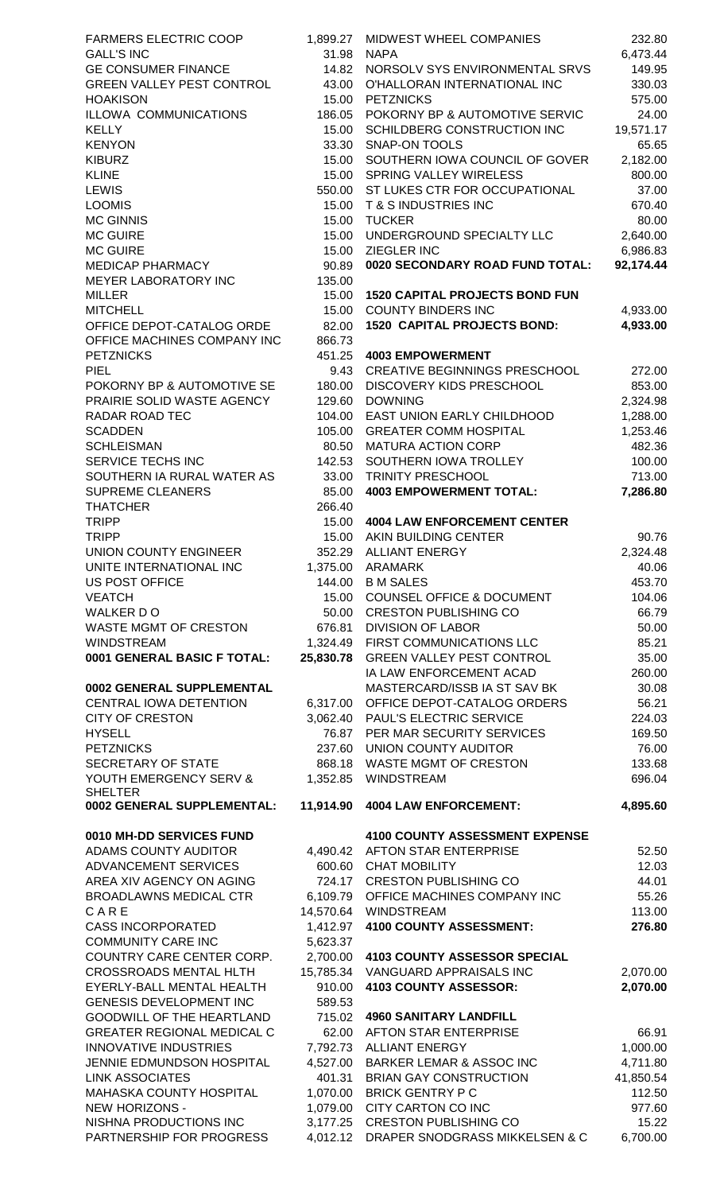| | |
|---|---|
| FARMERS ELECTRIC COOP | 1,899.27 |
| GALL'S INC | 31.98 |
| GE CONSUMER FINANCE | 14.82 |
| GREEN VALLEY PEST CONTROL | 43.00 |
| HOAKISON | 15.00 |
| ILLOWA COMMUNICATIONS | 186.05 |
| KELLY | 15.00 |
| KENYON | 33.30 |
| KIBURZ | 15.00 |
| KLINE | 15.00 |
| LEWIS | 550.00 |
| LOOMIS | 15.00 |
| MC GINNIS | 15.00 |
| MC GUIRE | 15.00 |
| MC GUIRE | 15.00 |
| MEDICAP PHARMACY | 90.89 |
| MEYER LABORATORY INC | 135.00 |
| MILLER | 15.00 |
| MITCHELL | 15.00 |
| OFFICE DEPOT-CATALOG ORDE | 82.00 |
| OFFICE MACHINES COMPANY INC | 866.73 |
| PETZNICKS | 451.25 |
| PIEL | 9.43 |
| POKORNY BP & AUTOMOTIVE SE | 180.00 |
| PRAIRIE SOLID WASTE AGENCY | 129.60 |
| RADAR ROAD TEC | 104.00 |
| SCADDEN | 105.00 |
| SCHLEISMAN | 80.50 |
| SERVICE TECHS INC | 142.53 |
| SOUTHERN IA RURAL WATER AS | 33.00 |
| SUPREME CLEANERS | 85.00 |
| THATCHER | 266.40 |
| TRIPP | 15.00 |
| TRIPP | 15.00 |
| UNION COUNTY ENGINEER | 352.29 |
| UNITE INTERNATIONAL INC | 1,375.00 |
| US POST OFFICE | 144.00 |
| VEATCH | 15.00 |
| WALKER D O | 50.00 |
| WASTE MGMT OF CRESTON | 676.81 |
| WINDSTREAM | 1,324.49 |
| **0001 GENERAL BASIC F TOTAL:** | **25,830.78** |

**0002 GENERAL SUPPLEMENTAL**

| | |
|---|---|
| CENTRAL IOWA DETENTION | 6,317.00 |
| CITY OF CRESTON | 3,062.40 |
| HYSELL | 76.87 |
| PETZNICKS | 237.60 |
| SECRETARY OF STATE | 868.18 |
| YOUTH EMERGENCY SERV & SHELTER | 1,352.85 |
| **0002 GENERAL SUPPLEMENTAL:** | **11,914.90** |

**0010 MH-DD SERVICES FUND**

| | |
|---|---|
| ADAMS COUNTY AUDITOR | 4,490.42 |
| ADVANCEMENT SERVICES | 600.60 |
| AREA XIV AGENCY ON AGING | 724.17 |
| BROADLAWNS MEDICAL CTR | 6,109.79 |
| C A R E | 14,570.64 |
| CASS INCORPORATED | 1,412.97 |
| COMMUNITY CARE INC | 5,623.37 |
| COUNTRY CARE CENTER CORP. | 2,700.00 |
| CROSSROADS MENTAL HLTH | 15,785.34 |
| EYERLY-BALL MENTAL HEALTH | 910.00 |
| GENESIS DEVELOPMENT INC | 589.53 |
| GOODWILL OF THE HEARTLAND | 715.02 |
| GREATER REGIONAL MEDICAL C | 62.00 |
| INNOVATIVE INDUSTRIES | 7,792.73 |
| JENNIE EDMUNDSON HOSPITAL | 4,527.00 |
| LINK ASSOCIATES | 401.31 |
| MAHASKA COUNTY HOSPITAL | 1,070.00 |
| NEW HORIZONS - | 1,079.00 |
| NISHNA PRODUCTIONS INC | 3,177.25 |
| PARTNERSHIP FOR PROGRESS | 4,012.12 |

| | |
|---|---|
| MIDWEST WHEEL COMPANIES | 232.80 |
| NAPA | 6,473.44 |
| NORSOLV SYS ENVIRONMENTAL SRVS | 149.95 |
| O'HALLORAN INTERNATIONAL INC | 330.03 |
| PETZNICKS | 575.00 |
| POKORNY BP & AUTOMOTIVE SERVIC | 24.00 |
| SCHILDBERG CONSTRUCTION INC | 19,571.17 |
| SNAP-ON TOOLS | 65.65 |
| SOUTHERN IOWA COUNCIL OF GOVER | 2,182.00 |
| SPRING VALLEY WIRELESS | 800.00 |
| ST LUKES CTR FOR OCCUPATIONAL | 37.00 |
| T & S INDUSTRIES INC | 670.40 |
| TUCKER | 80.00 |
| UNDERGROUND SPECIALTY LLC | 2,640.00 |
| ZIEGLER INC | 6,986.83 |
| **0020 SECONDARY ROAD FUND TOTAL:** | **92,174.44** |

**1520 CAPITAL PROJECTS BOND FUN**

| | |
|---|---|
| COUNTY BINDERS INC | 4,933.00 |
| **1520 CAPITAL PROJECTS BOND:** | **4,933.00** |

**4003 EMPOWERMENT**

| | |
|---|---|
| CREATIVE BEGINNINGS PRESCHOOL | 272.00 |
| DISCOVERY KIDS PRESCHOOL | 853.00 |
| DOWNING | 2,324.98 |
| EAST UNION EARLY CHILDHOOD | 1,288.00 |
| GREATER COMM HOSPITAL | 1,253.46 |
| MATURA ACTION CORP | 482.36 |
| SOUTHERN IOWA TROLLEY | 100.00 |
| TRINITY PRESCHOOL | 713.00 |
| **4003 EMPOWERMENT TOTAL:** | **7,286.80** |

**4004 LAW ENFORCEMENT CENTER**

| | |
|---|---|
| AKIN BUILDING CENTER | 90.76 |
| ALLIANT ENERGY | 2,324.48 |
| ARAMARK | 40.06 |
| B M SALES | 453.70 |
| COUNSEL OFFICE & DOCUMENT | 104.06 |
| CRESTON PUBLISHING CO | 66.79 |
| DIVISION OF LABOR | 50.00 |
| FIRST COMMUNICATIONS LLC | 85.21 |
| GREEN VALLEY PEST CONTROL | 35.00 |
| IA LAW ENFORCEMENT ACAD | 260.00 |
| MASTERCARD/ISSB IA ST SAV BK | 30.08 |
| OFFICE DEPOT-CATALOG ORDERS | 56.21 |
| PAUL'S ELECTRIC SERVICE | 224.03 |
| PER MAR SECURITY SERVICES | 169.50 |
| UNION COUNTY AUDITOR | 76.00 |
| WASTE MGMT OF CRESTON | 133.68 |
| WINDSTREAM | 696.04 |
| **4004 LAW ENFORCEMENT:** | **4,895.60** |

**4100 COUNTY ASSESSMENT EXPENSE**

| | |
|---|---|
| AFTON STAR ENTERPRISE | 52.50 |
| CHAT MOBILITY | 12.03 |
| CRESTON PUBLISHING CO | 44.01 |
| OFFICE MACHINES COMPANY INC | 55.26 |
| WINDSTREAM | 113.00 |
| **4100 COUNTY ASSESSMENT:** | **276.80** |

**4103 COUNTY ASSESSOR SPECIAL**

| | |
|---|---|
| VANGUARD APPRAISALS INC | 2,070.00 |
| **4103 COUNTY ASSESSOR:** | **2,070.00** |

**4960 SANITARY LANDFILL**

| | |
|---|---|
| AFTON STAR ENTERPRISE | 66.91 |
| ALLIANT ENERGY | 1,000.00 |
| BARKER LEMAR & ASSOC INC | 4,711.80 |
| BRIAN GAY CONSTRUCTION | 41,850.54 |
| BRICK GENTRY P C | 112.50 |
| CITY CARTON CO INC | 977.60 |
| CRESTON PUBLISHING CO | 15.22 |
| DRAPER SNODGRASS MIKKELSEN & C | 6,700.00 |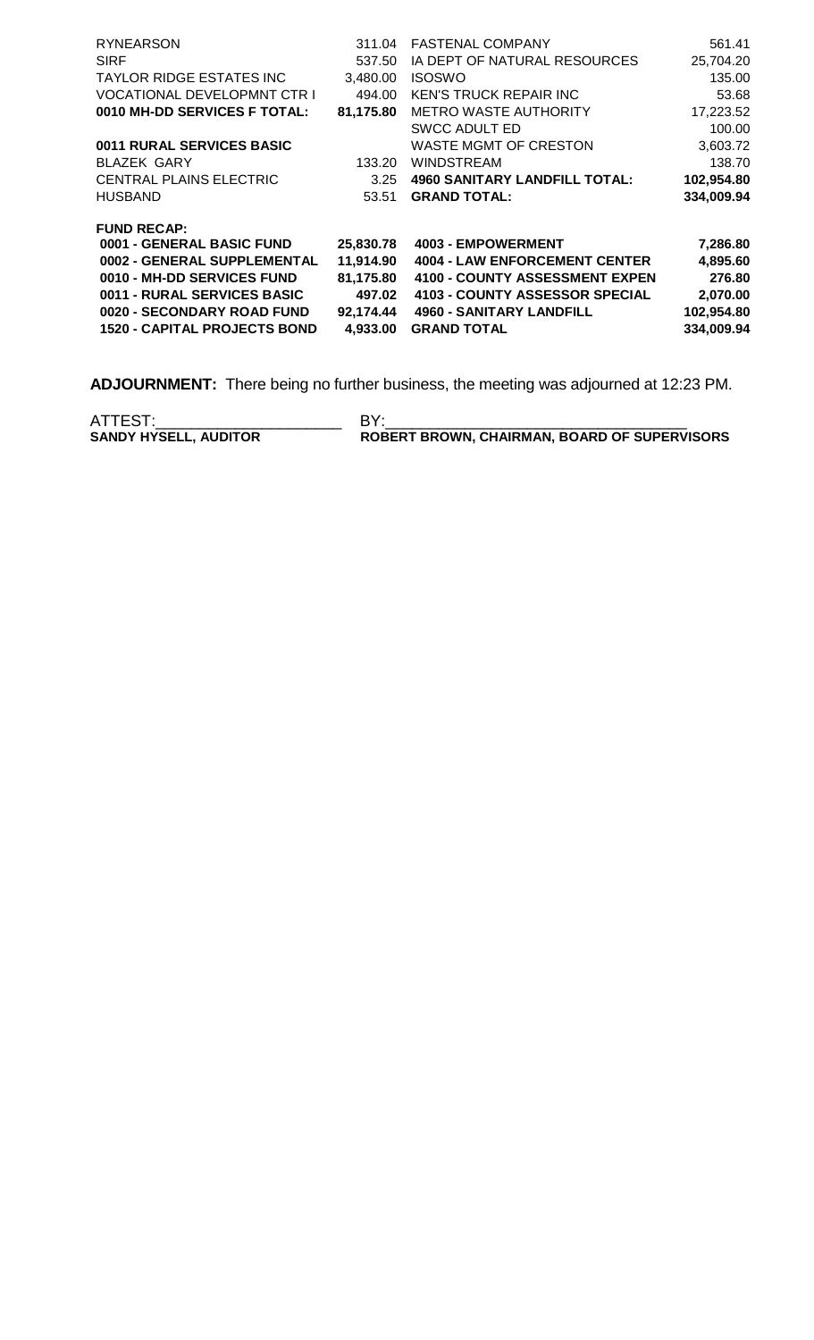| | | | |
|---|---|---|---|
| RYNEARSON | 311.04 | FASTENAL COMPANY | 561.41 |
| SIRF | 537.50 | IA DEPT OF NATURAL RESOURCES | 25,704.20 |
| TAYLOR RIDGE ESTATES INC | 3,480.00 | ISOSWO | 135.00 |
| VOCATIONAL DEVELOPMNT CTR I | 494.00 | KEN'S TRUCK REPAIR INC | 53.68 |
| **0010 MH-DD SERVICES F TOTAL:** | **81,175.80** | METRO WASTE AUTHORITY | 17,223.52 |
| | | SWCC ADULT ED | 100.00 |
| **0011 RURAL SERVICES BASIC** | | WASTE MGMT OF CRESTON | 3,603.72 |
| BLAZEK GARY | 133.20 | WINDSTREAM | 138.70 |
| CENTRAL PLAINS ELECTRIC | 3.25 | **4960 SANITARY LANDFILL TOTAL:** | **102,954.80** |
| HUSBAND | 53.51 | **GRAND TOTAL:** | **334,009.94** |

**FUND RECAP:**

| | | | |
|---|---|---|---|
| **0001 - GENERAL BASIC FUND** | **25,830.78** | **4003 - EMPOWERMENT** | **7,286.80** |
| **0002 - GENERAL SUPPLEMENTAL** | **11,914.90** | **4004 - LAW ENFORCEMENT CENTER** | **4,895.60** |
| **0010 - MH-DD SERVICES FUND** | **81,175.80** | **4100 - COUNTY ASSESSMENT EXPEN** | **276.80** |
| **0011 - RURAL SERVICES BASIC** | **497.02** | **4103 - COUNTY ASSESSOR SPECIAL** | **2,070.00** |
| **0020 - SECONDARY ROAD FUND** | **92,174.44** | **4960 - SANITARY LANDFILL** | **102,954.80** |
| **1520 - CAPITAL PROJECTS BOND** | **4,933.00** | **GRAND TOTAL** | **334,009.94** |

**ADJOURNMENT:** There being no further business, the meeting was adjourned at 12:23 PM.

ATTEST:______________________ BY:____________________________________

**SANDY HYSELL, AUDITOR** **ROBERT BROWN, CHAIRMAN, BOARD OF SUPERVISORS**